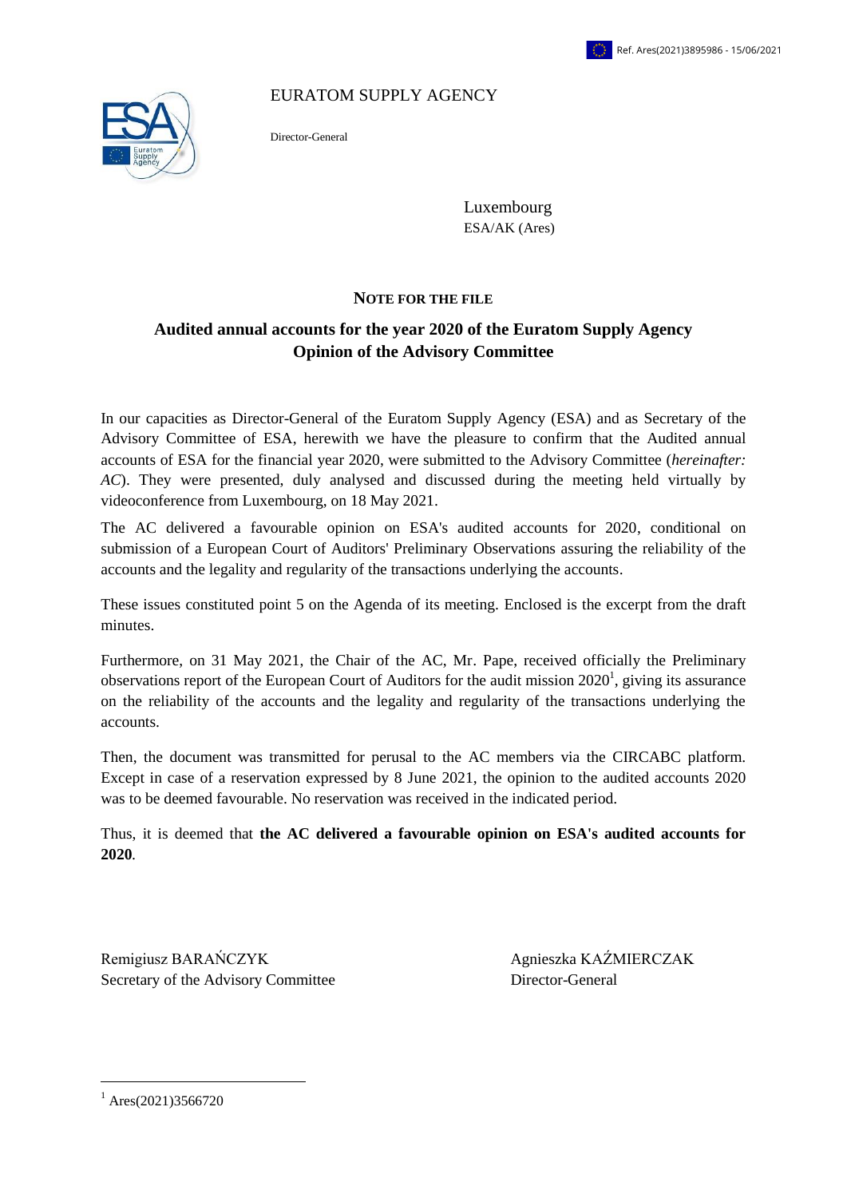Ref. Ares(2021)3895986 - 15/06/2021

EURATOM SUPPLY AGENCY

Director-General

Luxembourg
ESA/AK (Ares)

**NOTE FOR THE FILE**

## Audited annual accounts for the year 2020 of the Euratom Supply Agency Opinion of the Advisory Committee

In our capacities as Director-General of the Euratom Supply Agency (ESA) and as Secretary of the Advisory Committee of ESA, herewith we have the pleasure to confirm that the Audited annual accounts of ESA for the financial year 2020, were submitted to the Advisory Committee (***hereinafter:*** *AC*). They were presented, duly analysed and discussed during the meeting held virtually by videoconference from Luxembourg, on 18 May 2021.

The AC delivered a favourable opinion on ESA's audited accounts for 2020, conditional on submission of a European Court of Auditors' Preliminary Observations assuring the reliability of the accounts and the legality and regularity of the transactions underlying the accounts.

These issues constituted point 5 on the Agenda of its meeting. Enclosed is the excerpt from the draft minutes.

Furthermore, on 31 May 2021, the Chair of the AC, Mr. Pape, received officially the Preliminary observations report of the European Court of Auditors for the audit mission 2020[1], giving its assurance on the reliability of the accounts and the legality and regularity of the transactions underlying the accounts.

Then, the document was transmitted for perusal to the AC members via the CIRCABC platform. Except in case of a reservation expressed by 8 June 2021, the opinion to the audited accounts 2020 was to be deemed favourable. No reservation was received in the indicated period.

Thus, it is deemed that **the AC delivered a favourable opinion on ESA's audited accounts for 2020**.

Remigiusz BARAŃCZYK
Secretary of the Advisory Committee

Agnieszka KAŹMIERCZAK
Director-General

[1] Ares(2021)3566720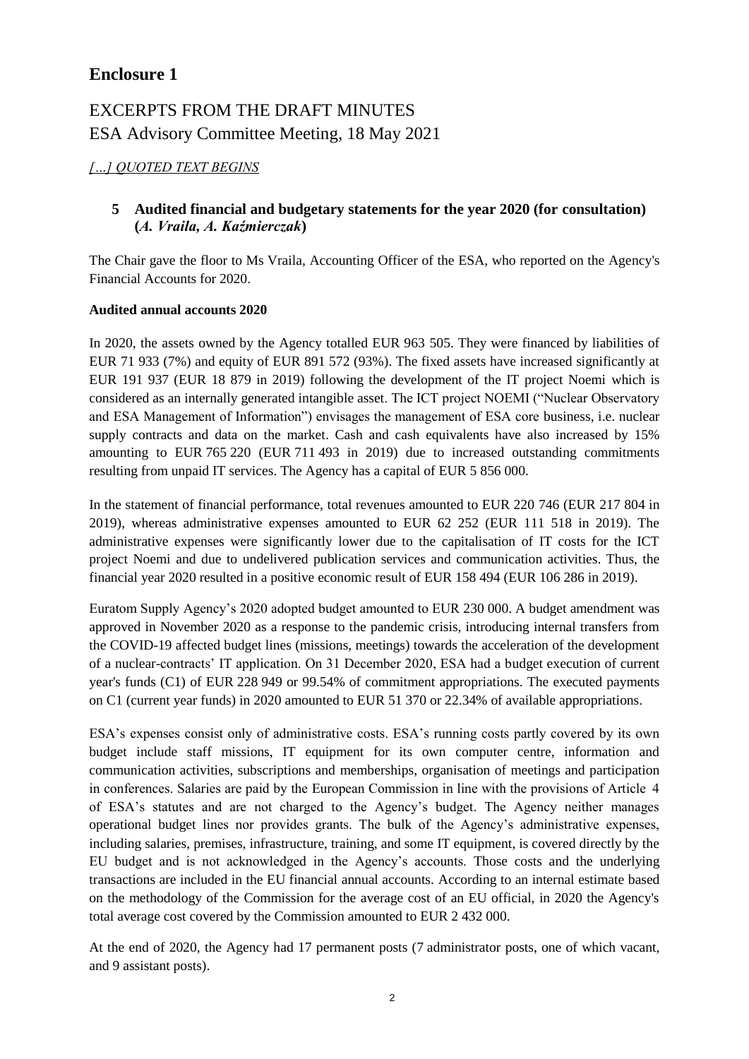# Enclosure 1

## EXCERPTS FROM THE DRAFT MINUTES
## ESA Advisory Committee Meeting, 18 May 2021

*[...] QUOTED TEXT BEGINS*

### 5 Audited financial and budgetary statements for the year 2020 (for consultation) (*A. Vraila, A. Kaźmierczak*)

The Chair gave the floor to Ms Vraila, Accounting Officer of the ESA, who reported on the Agency's Financial Accounts for 2020.

**Audited annual accounts 2020**

In 2020, the assets owned by the Agency totalled EUR 963 505. They were financed by liabilities of EUR 71 933 (7%) and equity of EUR 891 572 (93%). The fixed assets have increased significantly at EUR 191 937 (EUR 18 879 in 2019) following the development of the IT project Noemi which is considered as an internally generated intangible asset. The ICT project NOEMI ("Nuclear Observatory and ESA Management of Information") envisages the management of ESA core business, i.e. nuclear supply contracts and data on the market. Cash and cash equivalents have also increased by 15% amounting to EUR 765 220 (EUR 711 493 in 2019) due to increased outstanding commitments resulting from unpaid IT services. The Agency has a capital of EUR 5 856 000.

In the statement of financial performance, total revenues amounted to EUR 220 746 (EUR 217 804 in 2019), whereas administrative expenses amounted to EUR 62 252 (EUR 111 518 in 2019). The administrative expenses were significantly lower due to the capitalisation of IT costs for the ICT project Noemi and due to undelivered publication services and communication activities. Thus, the financial year 2020 resulted in a positive economic result of EUR 158 494 (EUR 106 286 in 2019).

Euratom Supply Agency's 2020 adopted budget amounted to EUR 230 000. A budget amendment was approved in November 2020 as a response to the pandemic crisis, introducing internal transfers from the COVID-19 affected budget lines (missions, meetings) towards the acceleration of the development of a nuclear-contracts' IT application. On 31 December 2020, ESA had a budget execution of current year's funds (C1) of EUR 228 949 or 99.54% of commitment appropriations. The executed payments on C1 (current year funds) in 2020 amounted to EUR 51 370 or 22.34% of available appropriations.

ESA's expenses consist only of administrative costs. ESA's running costs partly covered by its own budget include staff missions, IT equipment for its own computer centre, information and communication activities, subscriptions and memberships, organisation of meetings and participation in conferences. Salaries are paid by the European Commission in line with the provisions of Article 4 of ESA's statutes and are not charged to the Agency's budget. The Agency neither manages operational budget lines nor provides grants. The bulk of the Agency's administrative expenses, including salaries, premises, infrastructure, training, and some IT equipment, is covered directly by the EU budget and is not acknowledged in the Agency's accounts. Those costs and the underlying transactions are included in the EU financial annual accounts. According to an internal estimate based on the methodology of the Commission for the average cost of an EU official, in 2020 the Agency's total average cost covered by the Commission amounted to EUR 2 432 000.

At the end of 2020, the Agency had 17 permanent posts (7 administrator posts, one of which vacant, and 9 assistant posts).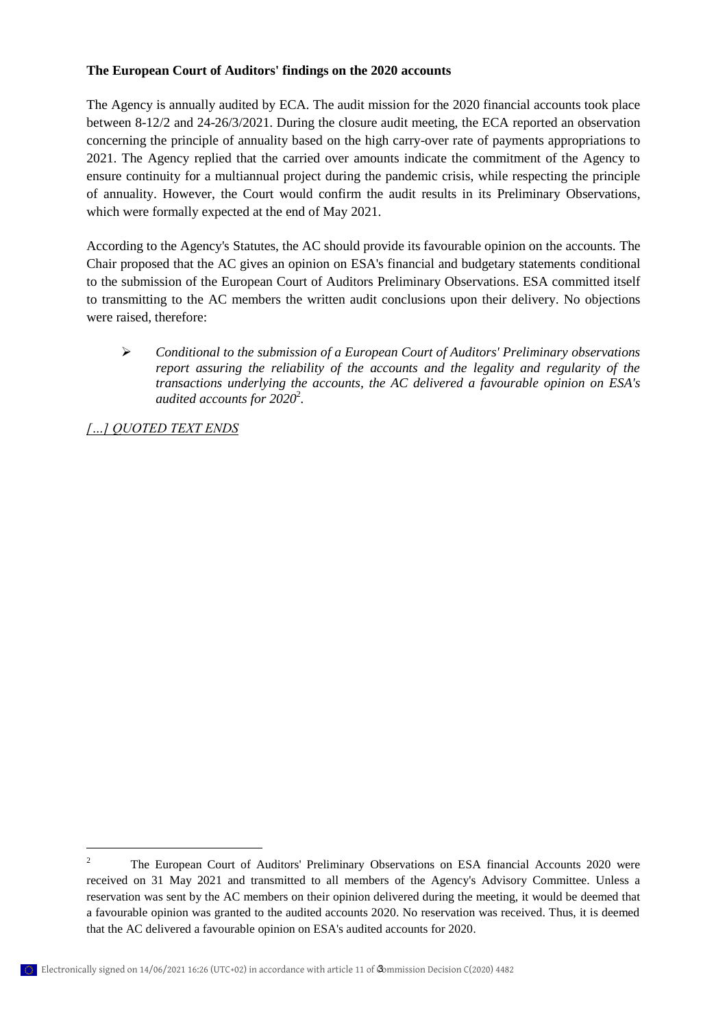**The European Court of Auditors' findings on the 2020 accounts**

The Agency is annually audited by ECA. The audit mission for the 2020 financial accounts took place between 8-12/2 and 24-26/3/2021. During the closure audit meeting, the ECA reported an observation concerning the principle of annuality based on the high carry-over rate of payments appropriations to 2021. The Agency replied that the carried over amounts indicate the commitment of the Agency to ensure continuity for a multiannual project during the pandemic crisis, while respecting the principle of annuality. However, the Court would confirm the audit results in its Preliminary Observations, which were formally expected at the end of May 2021.

According to the Agency's Statutes, the AC should provide its favourable opinion on the accounts. The Chair proposed that the AC gives an opinion on ESA's financial and budgetary statements conditional to the submission of the European Court of Auditors Preliminary Observations. ESA committed itself to transmitting to the AC members the written audit conclusions upon their delivery. No objections were raised, therefore:

- *Conditional to the submission of a European Court of Auditors' Preliminary observations report assuring the reliability of the accounts and the legality and regularity of the transactions underlying the accounts, the AC delivered a favourable opinion on ESA's audited accounts for 2020*[2].

*[...] QUOTED TEXT ENDS*

---

[2] The European Court of Auditors' Preliminary Observations on ESA financial Accounts 2020 were received on 31 May 2021 and transmitted to all members of the Agency's Advisory Committee. Unless a reservation was sent by the AC members on their opinion delivered during the meeting, it would be deemed that a favourable opinion was granted to the audited accounts 2020. No reservation was received. Thus, it is deemed that the AC delivered a favourable opinion on ESA's audited accounts for 2020.

Electronically signed on 14/06/2021 16:26 (UTC+02) in accordance with article 11 of Commission Decision C(2020) 4482